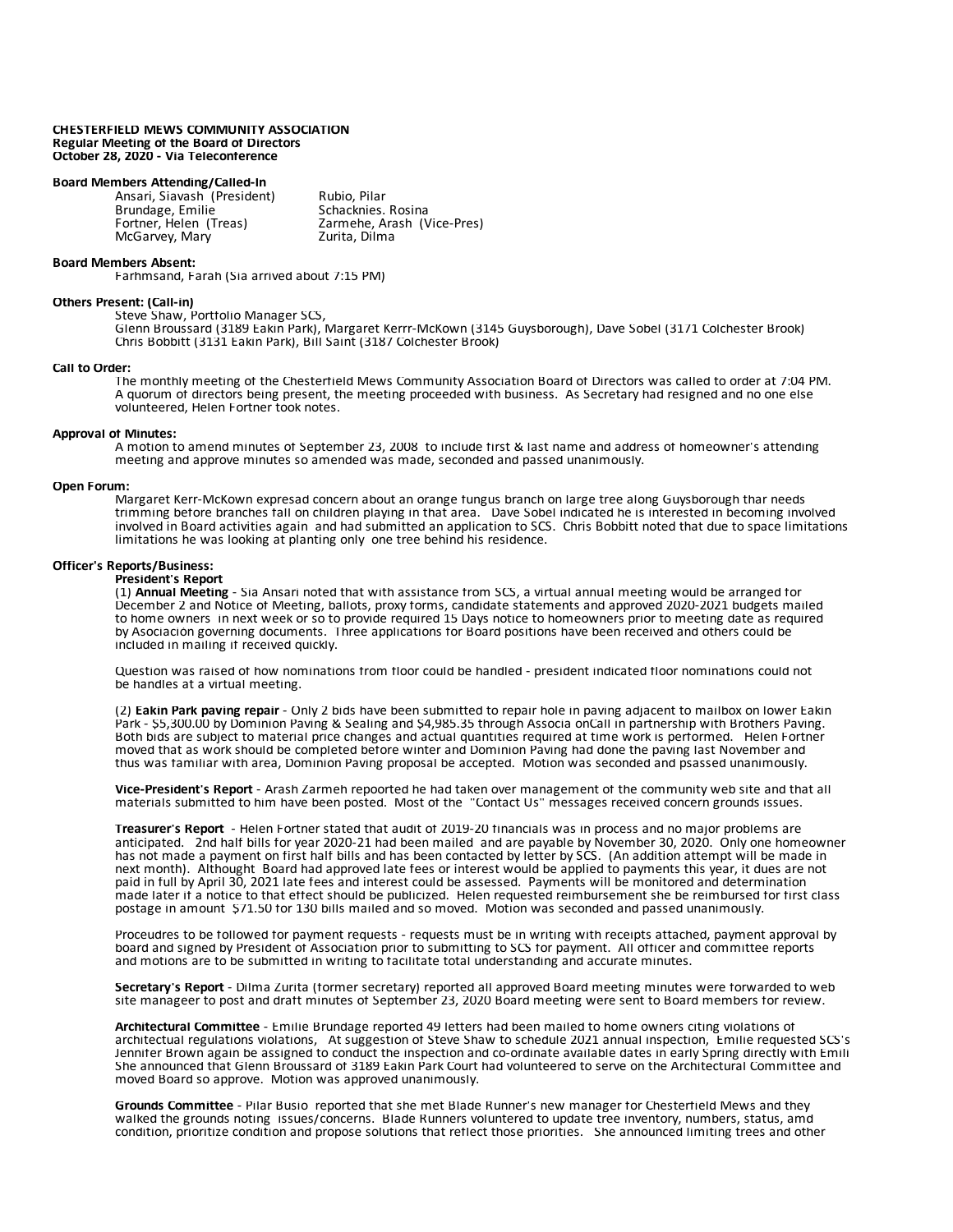**CHESTERFIELD MEWS COMMUNITY ASSOCIATION**
**Regular Meeting of the Board of Directors**
**October 28, 2020 - Via Teleconference**

**Board Members Attending/Called-In**

| | |
|---|---|
| Ansari, Siavash (President) | Rubio, Pilar |
| Brundage, Emilie | Schacknies. Rosina |
| Fortner, Helen (Treas) | Zarmehe, Arash (Vice-Pres) |
| McGarvey, Mary | Zurita, Dilma |

**Board Members Absent:**
Farhmsand, Farah (Sia arrived about 7:15 PM)

**Others Present: (Call-in)**
Steve Shaw, Portfolio Manager SCS,
Glenn Broussard (3189 Eakin Park), Margaret Kerrr-McKown (3145 Guysborough), Dave Sobel (3171 Colchester Brook)
Chris Bobbitt (3131 Eakin Park), Bill Saint (3187 Colchester Brook)

**Call to Order:**
The monthly meeting of the Chesterfield Mews Community Association Board of Directors was called to order at 7:04 PM. A quorum of directors being present, the meeting proceeded with business. As Secretary had resigned and no one else volunteered, Helen Fortner took notes.

**Approval of Minutes:**
A motion to amend minutes of September 23, 2008 to include first & last name and address of homeowner's attending meeting and approve minutes so amended was made, seconded and passed unanimously.

**Open Forum:**
Margaret Kerr-McKown expresad concern about an orange fungus branch on large tree along Guysborough thar needs trimming before branches fall on children playing in that area. Dave Sobel indicated he is interested in becoming involved involved in Board activities again and had submitted an application to SCS. Chris Bobbitt noted that due to space limitations limitations he was looking at planting only one tree behind his residence.

**Officer's Reports/Business:**

**President's Report**

(1) **Annual Meeting** - Sia Ansari noted that with assistance from SCS, a virtual annual meeting would be arranged for December 2 and Notice of Meeting, ballots, proxy forms, candidate statements and approved 2020-2021 budgets mailed to home owners in next week or so to provide required 15 Days notice to homeowners prior to meeting date as required by Asociación governing documents. Three applications for Board positions have been received and others could be included in mailing if received quickly.

Question was raised of how nominations from floor could be handled - president indicated floor nominations could not be handles at a virtual meeting.

(2) **Eakin Park paving repair** - Only 2 bids have been submitted to repair hole in paving adjacent to mailbox on lower Eakin Park - $5,300.00 by Dominion Paving & Sealing and $4,985.35 through Associa onCall in partnership with Brothers Paving. Both bids are subject to material price changes and actual quantities required at time work is performed. Helen Fortner moved that as work should be completed before winter and Dominion Paving had done the paving last November and thus was familiar with area, Dominion Paving proposal be accepted. Motion was seconded and psassed unanimously.

**Vice-President's Report** - Arash Zarmeh repoorted he had taken over management of the community web site and that all materials submitted to him have been posted. Most of the "Contact Us" messages received concern grounds issues.

**Treasurer's Report** - Helen Fortner stated that audit of 2019-20 financials was in process and no major problems are anticipated. 2nd half bills for year 2020-21 had been mailed and are payable by November 30, 2020. Only one homeowner has not made a payment on first half bills and has been contacted by letter by SCS. (An addition attempt will be made in next month). Althought Board had approved late fees or interest would be applied to payments this year, it dues are not paid in full by April 30, 2021 late fees and interest could be assessed. Payments will be monitored and determination made later if a notice to that effect should be publicized. Helen requested reimbursement she be reimbursed for first class postage in amount $71.50 for 130 bills mailed and so moved. Motion was seconded and passed unanimously.

Proceudres to be followed for payment requests - requests must be in writing with receipts attached, payment approval by board and signed by President of Association prior to submitting to SCS for payment. All officer and committee reports and motions are to be submitted in writing to facilitate total understanding and accurate minutes.

**Secretary's Report** - Dilma Zurita (former secretary) reported all approved Board meeting minutes were forwarded to web site manageer to post and draft minutes of September 23, 2020 Board meeting were sent to Board members for review.

**Architectural Committee** - Emilie Brundage reported 49 letters had been mailed to home owners citing violations of architectual regulations violations, At suggestion of Steve Shaw to schedule 2021 annual inspection, Emilie requested SCS's Jennifer Brown again be assigned to conduct the inspection and co-ordinate available dates in early Spring directly with Emili She announced that Glenn Broussard of 3189 Eakin Park Court had volunteered to serve on the Architectural Committee and moved Board so approve. Motion was approved unanimously.

**Grounds Committee** - Pilar Busio reported that she met Blade Runner's new manager for Chesterfield Mews and they walked the grounds noting issues/concerns. Blade Runners volunteered to update tree inventory, numbers, status, amd condition, prioritize condition and propose solutions that reflect those priorities. She announced limiting trees and other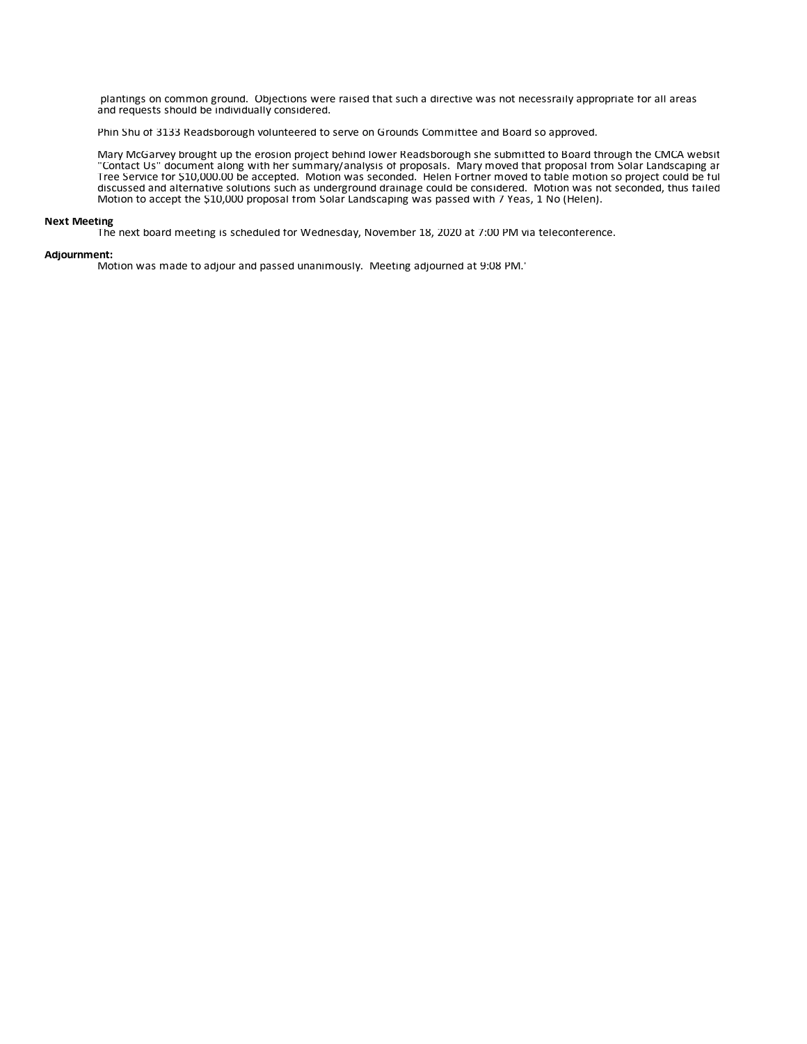plantings on common ground. Objections were raised that such a directive was not necessarily appropriate for all areas and requests should be individually considered.

Phin Shu of 3133 Readsborough volunteered to serve on Grounds Committee and Board so approved.

Mary McGarvey brought up the erosion project behind lower Readsborough she submitted to Board through the CMCA websit "Contact Us" document along with her summary/analysis of proposals. Mary moved that proposal from Solar Landscaping ar Tree Service for $10,000.00 be accepted. Motion was seconded. Helen Fortner moved to table motion so project could be ful discussed and alternative solutions such as underground drainage could be considered. Motion was not seconded, thus failed Motion to accept the $10,000 proposal from Solar Landscaping was passed with 7 Yeas, 1 No (Helen).

**Next Meeting**

The next board meeting is scheduled for Wednesday, November 18, 2020 at 7:00 PM via teleconference.

**Adjournment:**

Motion was made to adjour and passed unanimously. Meeting adjourned at 9:08 PM.'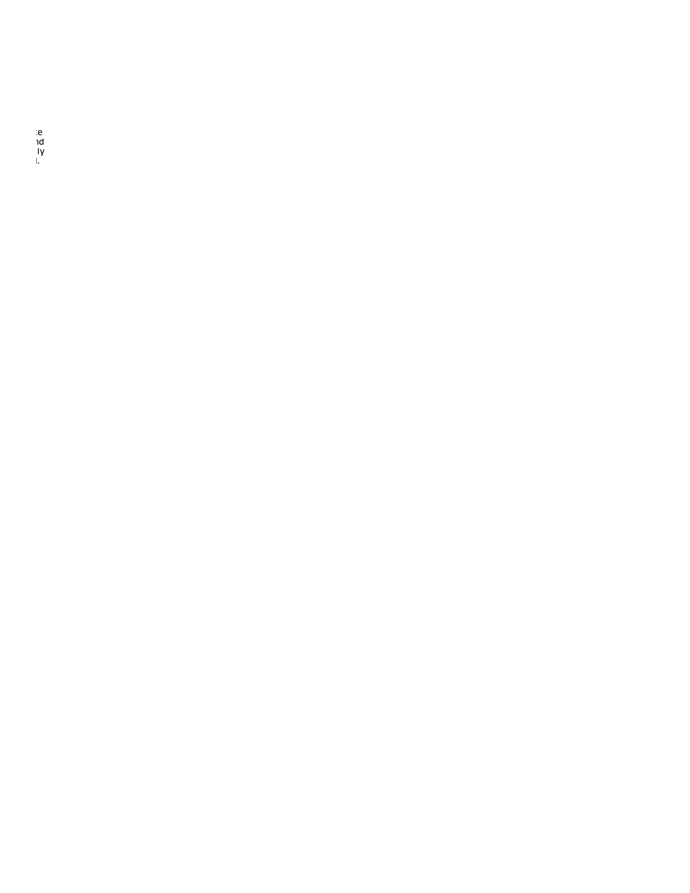:e
nd
ly
l.